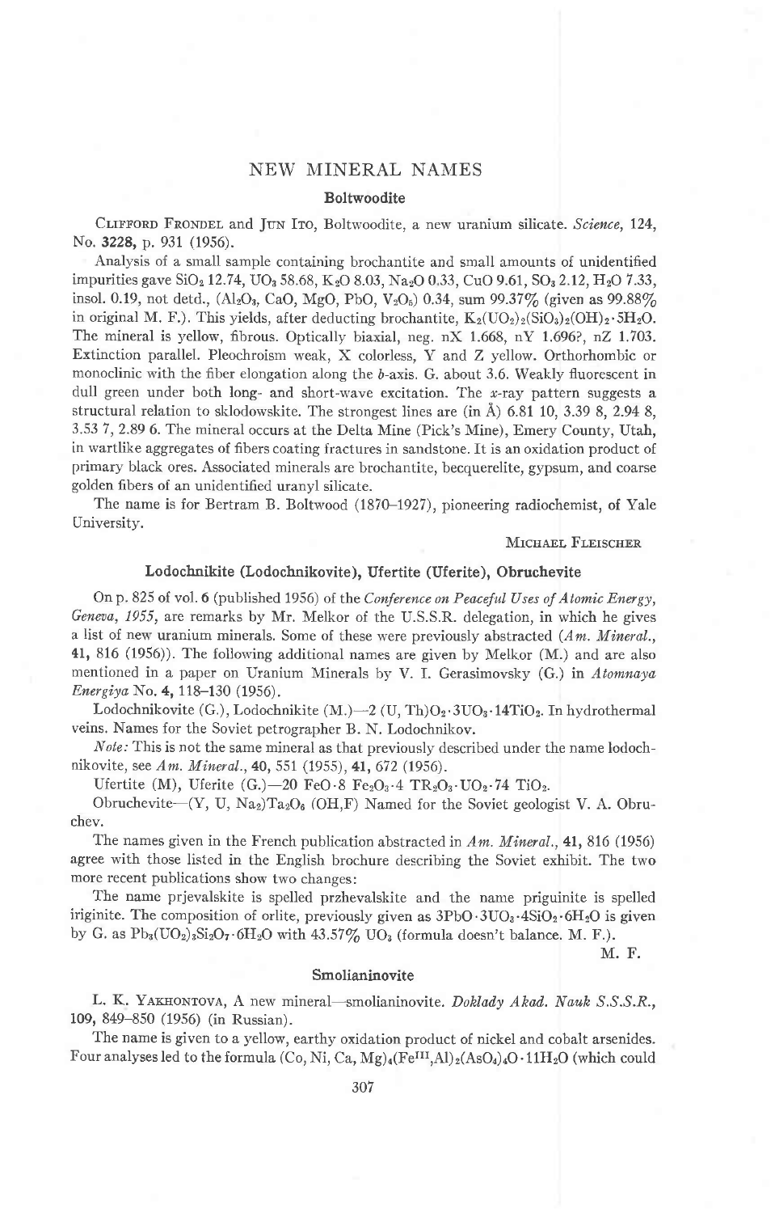# NEW MINERAL NAMES

## Boltwoodite

CLIFFORD FRONDEL and JUN ITO, Boltwoodite, a new uranium silicate. *Science*, 124, No. **3228**, p. 931 (1956).

Analysis of a small sample containing brochantite and small amounts of unidentified impurities gave $SiO_2$ 12.74, $UO_3$ 58.68, $K_2O$ 8.03, $Na_2O$ 0.33, CuO 9.61, $SO_3$ 2.12, $H_2O$ 7.33, insol. 0.19, not detd., ($Al_2O_3$, CaO, MgO, PbO, $V_2O_5$) 0.34, sum 99.37% (given as 99.88% in original M. F.). This yields, after deducting brochantite, $K_2(UO_2)_2(SiO_3)_2(OH)_2 \cdot 5H_2O$. The mineral is yellow, fibrous. Optically biaxial, neg. nX 1.668, nY 1.696?, nZ 1.703. Extinction parallel. Pleochroism weak, X colorless, Y and Z yellow. Orthorhombic or monoclinic with the fiber elongation along the *b*-axis. G. about 3.6. Weakly fluorescent in dull green under both long- and short-wave excitation. The *x*-ray pattern suggests a structural relation to sklodowskite. The strongest lines are (in Å) 6.81 10, 3.39 8, 2.94 8, 3.53 7, 2.89 6. The mineral occurs at the Delta Mine (Pick's Mine), Emery County, Utah, in wartlike aggregates of fibers coating fractures in sandstone. It is an oxidation product of primary black ores. Associated minerals are brochantite, becquerelite, gypsum, and coarse golden fibers of an unidentified uranyl silicate.

The name is for Bertram B. Boltwood (1870–1927), pioneering radiochemist, of Yale University.

MICHAEL FLEISCHER

## Lodochnikite (Lodochnikovite), Ufertite (Uferite), Obruchevite

On p. 825 of vol. **6** (published 1956) of the *Conference on Peaceful Uses of Atomic Energy, Geneva, 1955*, are remarks by Mr. Melkor of the U.S.S.R. delegation, in which he gives a list of new uranium minerals. Some of these were previously abstracted (*Am. Mineral.*, **41**, 816 (1956)). The following additional names are given by Melkor (M.) and are also mentioned in a paper on Uranium Minerals by V. I. Gerasimovsky (G.) in *Atomnaya Energiya* No. **4**, 118–130 (1956).

Lodochnikovite (G.), Lodochnikite (M.)—$2\,(U, Th)O_2 \cdot 3UO_3 \cdot 14TiO_2$. In hydrothermal veins. Names for the Soviet petrographer B. N. Lodochnikov.

*Note:* This is not the same mineral as that previously described under the name lodochnikovite, see *Am. Mineral.*, **40**, 551 (1955), **41**, 672 (1956).

Ufertite (M), Uferite (G.)—$20\,FeO \cdot 8\,Fe_2O_3 \cdot 4\,TR_2O_3 \cdot UO_2 \cdot 74\,TiO_2$.

Obruchevite—$(Y, U, Na_2)Ta_2O_6\,(OH,F)$ Named for the Soviet geologist V. A. Obruchev.

The names given in the French publication abstracted in *Am. Mineral.*, **41**, 816 (1956) agree with those listed in the English brochure describing the Soviet exhibit. The two more recent publications show two changes:

The name prjevalskite is spelled przhevalskite and the name priguinite is spelled iriginite. The composition of orlite, previously given as $3PbO \cdot 3UO_3 \cdot 4SiO_2 \cdot 6H_2O$ is given by G. as $Pb_3(UO_2)_3Si_2O_7 \cdot 6H_2O$ with 43.57% $UO_3$ (formula doesn't balance. M. F.).

M. F.

## Smolianinovite

L. K. YAKHONTOVA, A new mineral—smolianinovite. *Doklady Akad. Nauk S.S.S.R.*, 109, 849–850 (1956) (in Russian).

The name is given to a yellow, earthy oxidation product of nickel and cobalt arsenides. Four analyses led to the formula $(Co, Ni, Ca, Mg)_4(Fe^{III}, Al)_2(AsO_4)_4O \cdot 11H_2O$ (which could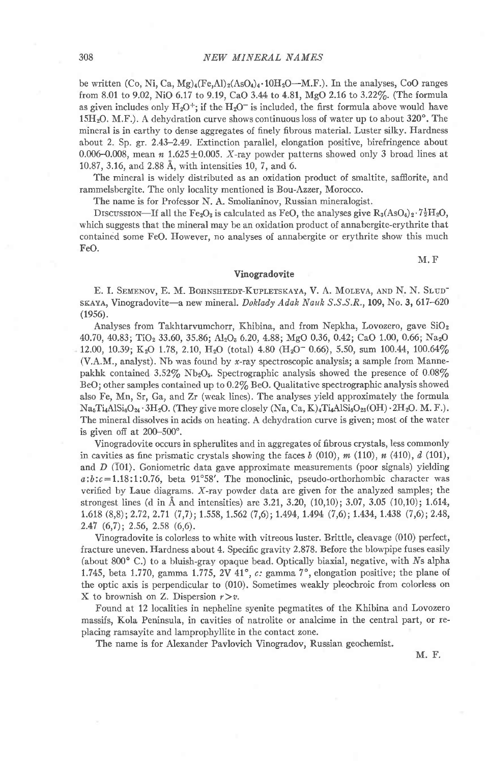be written (Co, Ni, Ca, Mg)$_4$(Fe,Al)$_2$(AsO$_4$)$_4$·10H$_2$O—M.F.). In the analyses, CoO ranges from 8.01 to 9.02, NiO 6.17 to 9.19, CaO 3.44 to 4.81, MgO 2.16 to 3.22%. (The formula as given includes only $H_2O^+$; if the $H_2O^-$ is included, the first formula above would have 15$H_2O$. M.F.). A dehydration curve shows continuous loss of water up to about 320°. The mineral is in earthy to dense aggregates of finely fibrous material. Luster silky. Hardness about 2. Sp. gr. 2.43–2.49. Extinction parallel, elongation positive, birefringence about 0.006–0.008, mean $n$ 1.625±0.005. *X*-ray powder patterns showed only 3 broad lines at 10.87, 3.16, and 2.88 Å, with intensities 10, 7, and 6.

The mineral is widely distributed as an oxidation product of smaltite, safflorite, and rammelsbergite. The only locality mentioned is Bou-Azzer, Morocco.

The name is for Professor N. A. Smolianinov, Russian mineralogist.

Discussion—If all the $Fe_2O_3$ is calculated as FeO, the analyses give $R_3(AsO_4)_2 \cdot 7\frac{1}{2}H_2O$, which suggests that the mineral may be an oxidation product of annabergite-erythrite that contained some FeO. However, no analyses of annabergite or erythrite show this much FeO.

M. F

## Vinogradovite

E. I. Semenov, E. M. Bohnshtedt-Kupletskaya, V. A. Moleva, and N. N. Sludskaya, Vinogradovite—a new mineral. *Doklady Akad Nauk S.S.S.R.*, **109**, No. 3, 617–620 (1956).

Analyses from Takhtarvumchorr, Khibina, and from Nepkha, Lovozero, gave $SiO_2$ 40.70, 40.83; $TiO_2$ 33.60, 35.86; $Al_2O_3$ 6.20, 4.88; MgO 0.36, 0.42; CaO 1.00, 0.66; $Na_2O$ 12.00, 10.39; $K_2O$ 1.78, 2.10, $H_2O$ (total) 4.80 ($H_2O^-$ 0.66), 5.50, sum 100.44, 100.64% (V.A.M., analyst). Nb was found by *x*-ray spectroscopic analysis; a sample from Mannepakhk contained 3.52% $Nb_2O_5$. Spectrographic analysis showed the presence of 0.08% BeO; other samples contained up to 0.2% BeO. Qualitative spectrographic analysis showed also Fe, Mn, Sr, Ga, and Zr (weak lines). The analyses yield approximately the formula $Na_5Ti_4AlSi_6O_{24} \cdot 3H_2O$. (They give more closely (Na, Ca, K)$_4$Ti$_4$AlSi$_6$O$_{23}$(OH)·2H$_2$O. M. F.). The mineral dissolves in acids on heating. A dehydration curve is given; most of the water is given off at 200–500°.

Vinogradovite occurs in spherulites and in aggregates of fibrous crystals, less commonly in cavities as fine prismatic crystals showing the faces *b* (010), *m* (110), *n* (410), *d* (101), and *D* ($\bar{1}$01). Goniometric data gave approximate measurements (poor signals) yielding $a:b:c$=1.18:1:0.76, beta 91°58′. The monoclinic, pseudo-orthorhombic character was verified by Laue diagrams. *X*-ray powder data are given for the analyzed samples; the strongest lines (d in Å and intensities) are 3.21, 3.20, (10,10); 3.07, 3.05 (10,10); 1.614, 1.618 (8,8); 2.72, 2.71 (7,7); 1.558, 1.562 (7,6); 1.494, 1.494 (7,6); 1.434, 1.438 (7,6); 2.48, 2.47 (6,7); 2.56, 2.58 (6,6).

Vinogradovite is colorless to white with vitreous luster. Brittle, cleavage (010) perfect, fracture uneven. Hardness about 4. Specific gravity 2.878. Before the blowpipe fuses easily (about 800° C.) to a bluish-gray opaque bead. Optically biaxial, negative, with *N*s alpha 1.745, beta 1.770, gamma 1.775, 2V 41°, *c*: gamma 7°, elongation positive; the plane of the optic axis is perpendicular to (010). Sometimes weakly pleochroic from colorless on X to brownish on Z. Dispersion $r>v$.

Found at 12 localities in nepheline syenite pegmatites of the Khibina and Lovozero massifs, Kola Peninsula, in cavities of natrolite or analcime in the central part, or replacing ramsayite and lamprophyllite in the contact zone.

The name is for Alexander Pavlovich Vinogradov, Russian geochemist.

M. F.